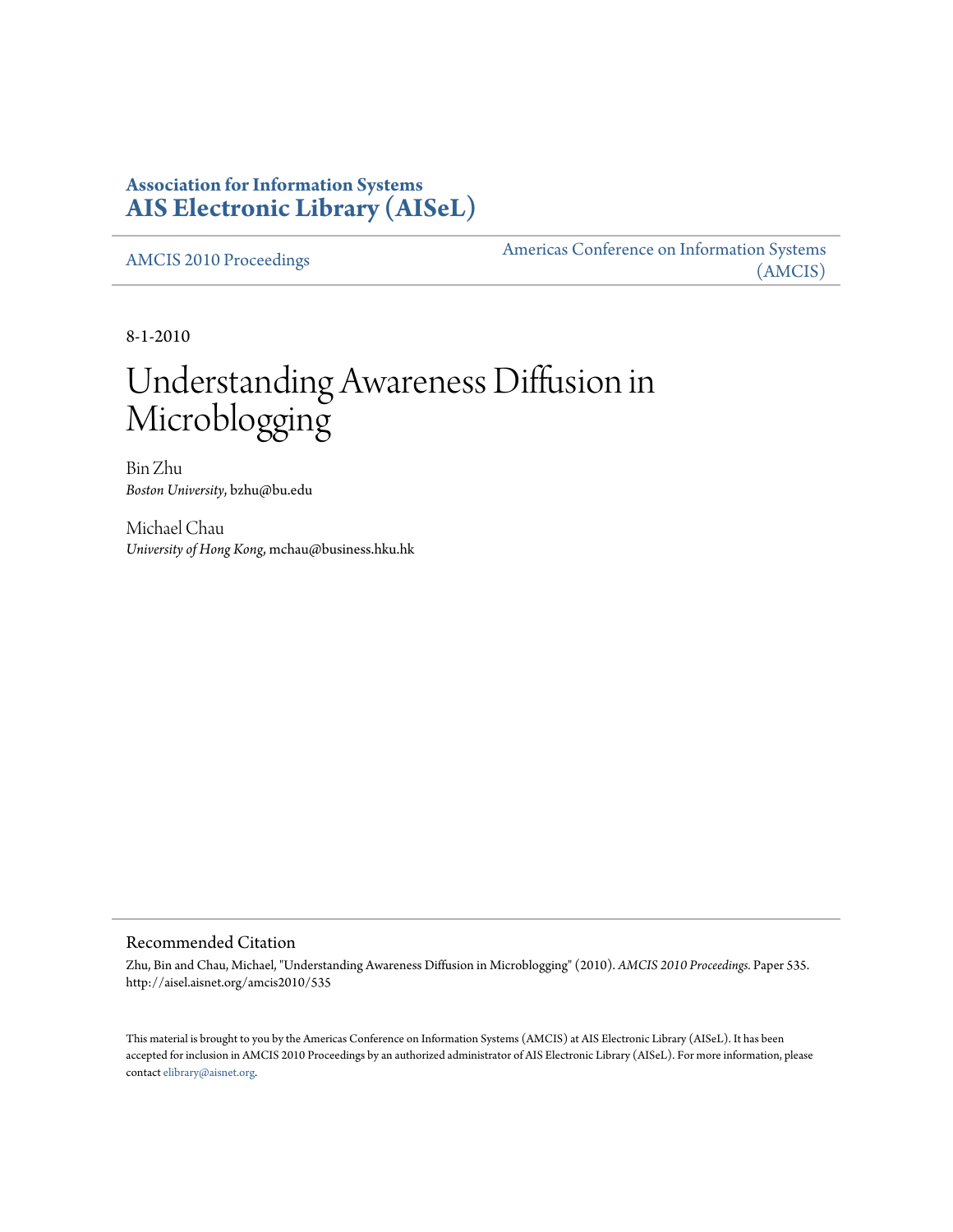# Association for Information Systems
# AIS Electronic Library (AISeL)

AMCIS 2010 Proceedings

Americas Conference on Information Systems (AMCIS)

8-1-2010

# Understanding Awareness Diffusion in Microblogging

Bin Zhu
*Boston University*, bzhu@bu.edu

Michael Chau
*University of Hong Kong*, mchau@business.hku.hk

## Recommended Citation

Zhu, Bin and Chau, Michael, "Understanding Awareness Diffusion in Microblogging" (2010). *AMCIS 2010 Proceedings*. Paper 535.
http://aisel.aisnet.org/amcis2010/535

This material is brought to you by the Americas Conference on Information Systems (AMCIS) at AIS Electronic Library (AISeL). It has been accepted for inclusion in AMCIS 2010 Proceedings by an authorized administrator of AIS Electronic Library (AISeL). For more information, please contact elibrary@aisnet.org.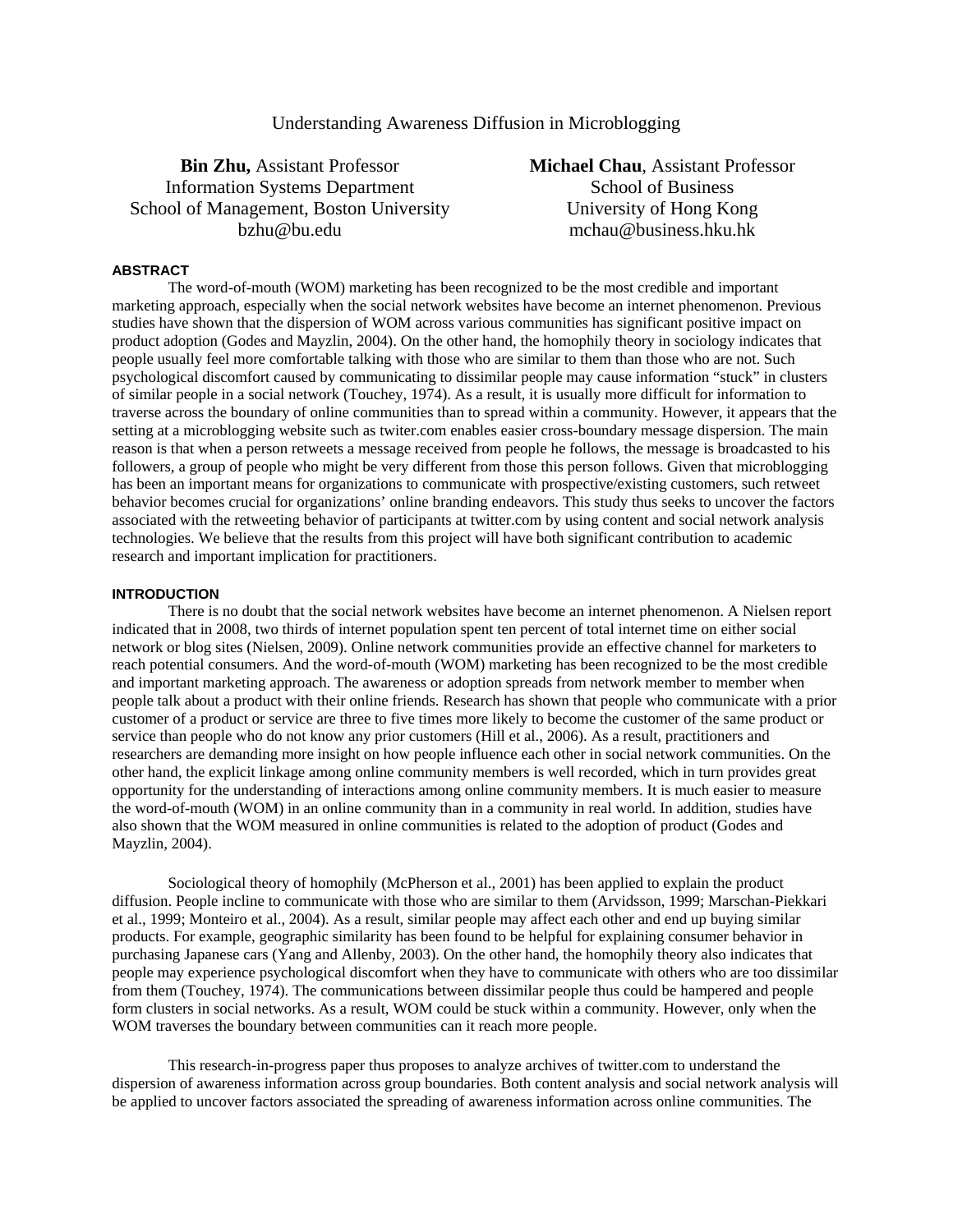# Understanding Awareness Diffusion in Microblogging

**Bin Zhu,** Assistant Professor
Information Systems Department
School of Management, Boston University
bzhu@bu.edu

**Michael Chau**, Assistant Professor
School of Business
University of Hong Kong
mchau@business.hku.hk

## ABSTRACT

The word-of-mouth (WOM) marketing has been recognized to be the most credible and important marketing approach, especially when the social network websites have become an internet phenomenon. Previous studies have shown that the dispersion of WOM across various communities has significant positive impact on product adoption (Godes and Mayzlin, 2004). On the other hand, the homophily theory in sociology indicates that people usually feel more comfortable talking with those who are similar to them than those who are not. Such psychological discomfort caused by communicating to dissimilar people may cause information "stuck" in clusters of similar people in a social network (Touchey, 1974). As a result, it is usually more difficult for information to traverse across the boundary of online communities than to spread within a community. However, it appears that the setting at a microblogging website such as twiter.com enables easier cross-boundary message dispersion. The main reason is that when a person retweets a message received from people he follows, the message is broadcasted to his followers, a group of people who might be very different from those this person follows. Given that microblogging has been an important means for organizations to communicate with prospective/existing customers, such retweet behavior becomes crucial for organizations' online branding endeavors. This study thus seeks to uncover the factors associated with the retweeting behavior of participants at twitter.com by using content and social network analysis technologies. We believe that the results from this project will have both significant contribution to academic research and important implication for practitioners.

## INTRODUCTION

There is no doubt that the social network websites have become an internet phenomenon. A Nielsen report indicated that in 2008, two thirds of internet population spent ten percent of total internet time on either social network or blog sites (Nielsen, 2009). Online network communities provide an effective channel for marketers to reach potential consumers. And the word-of-mouth (WOM) marketing has been recognized to be the most credible and important marketing approach. The awareness or adoption spreads from network member to member when people talk about a product with their online friends. Research has shown that people who communicate with a prior customer of a product or service are three to five times more likely to become the customer of the same product or service than people who do not know any prior customers (Hill et al., 2006). As a result, practitioners and researchers are demanding more insight on how people influence each other in social network communities. On the other hand, the explicit linkage among online community members is well recorded, which in turn provides great opportunity for the understanding of interactions among online community members. It is much easier to measure the word-of-mouth (WOM) in an online community than in a community in real world. In addition, studies have also shown that the WOM measured in online communities is related to the adoption of product (Godes and Mayzlin, 2004).

Sociological theory of homophily (McPherson et al., 2001) has been applied to explain the product diffusion. People incline to communicate with those who are similar to them (Arvidsson, 1999; Marschan-Piekkari et al., 1999; Monteiro et al., 2004). As a result, similar people may affect each other and end up buying similar products. For example, geographic similarity has been found to be helpful for explaining consumer behavior in purchasing Japanese cars (Yang and Allenby, 2003). On the other hand, the homophily theory also indicates that people may experience psychological discomfort when they have to communicate with others who are too dissimilar from them (Touchey, 1974). The communications between dissimilar people thus could be hampered and people form clusters in social networks. As a result, WOM could be stuck within a community. However, only when the WOM traverses the boundary between communities can it reach more people.

This research-in-progress paper thus proposes to analyze archives of twitter.com to understand the dispersion of awareness information across group boundaries. Both content analysis and social network analysis will be applied to uncover factors associated the spreading of awareness information across online communities. The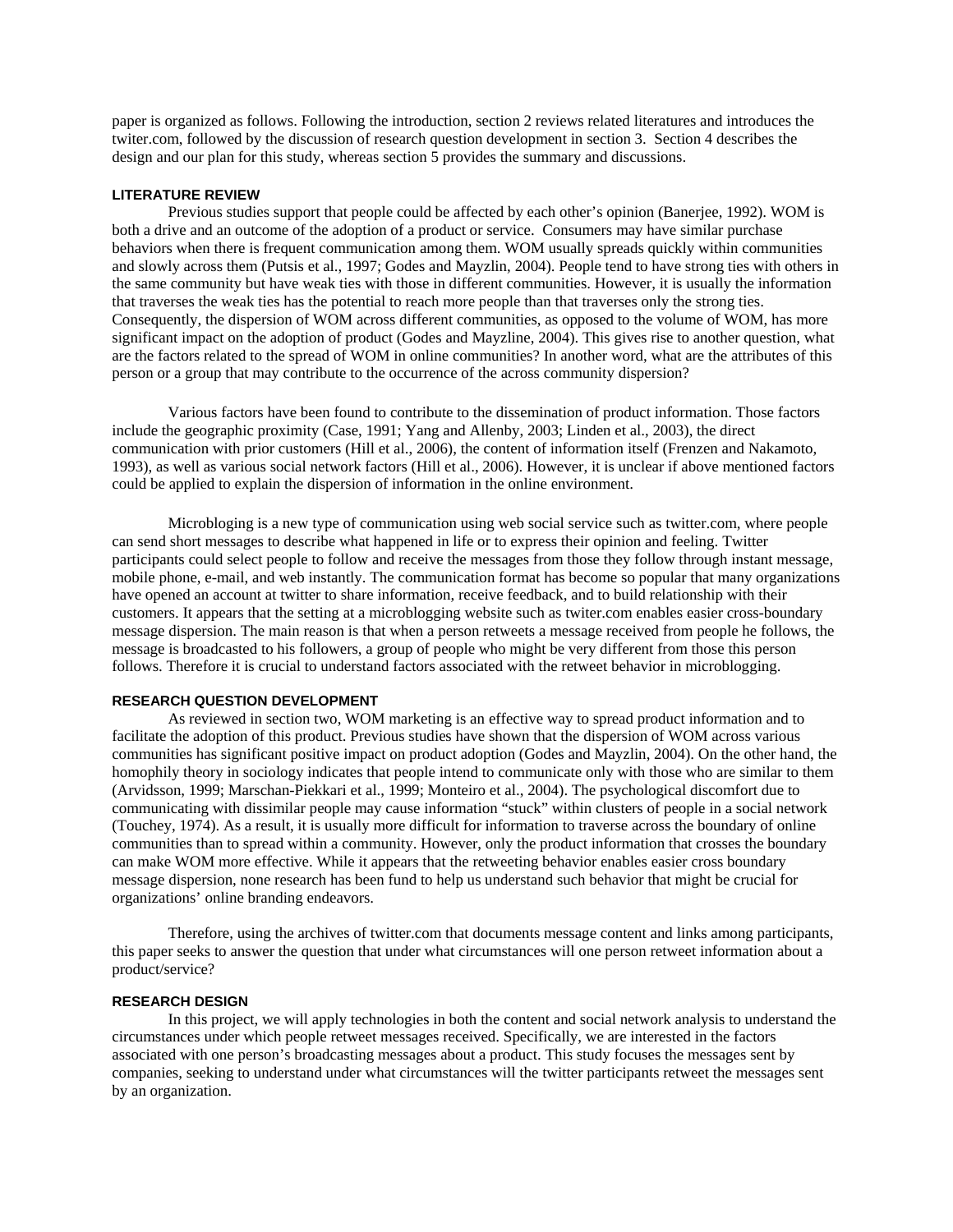paper is organized as follows. Following the introduction, section 2 reviews related literatures and introduces the twiter.com, followed by the discussion of research question development in section 3. Section 4 describes the design and our plan for this study, whereas section 5 provides the summary and discussions.

## LITERATURE REVIEW

Previous studies support that people could be affected by each other's opinion (Banerjee, 1992). WOM is both a drive and an outcome of the adoption of a product or service. Consumers may have similar purchase behaviors when there is frequent communication among them. WOM usually spreads quickly within communities and slowly across them (Putsis et al., 1997; Godes and Mayzlin, 2004). People tend to have strong ties with others in the same community but have weak ties with those in different communities. However, it is usually the information that traverses the weak ties has the potential to reach more people than that traverses only the strong ties. Consequently, the dispersion of WOM across different communities, as opposed to the volume of WOM, has more significant impact on the adoption of product (Godes and Mayzline, 2004). This gives rise to another question, what are the factors related to the spread of WOM in online communities? In another word, what are the attributes of this person or a group that may contribute to the occurrence of the across community dispersion?

Various factors have been found to contribute to the dissemination of product information. Those factors include the geographic proximity (Case, 1991; Yang and Allenby, 2003; Linden et al., 2003), the direct communication with prior customers (Hill et al., 2006), the content of information itself (Frenzen and Nakamoto, 1993), as well as various social network factors (Hill et al., 2006). However, it is unclear if above mentioned factors could be applied to explain the dispersion of information in the online environment.

Microbloging is a new type of communication using web social service such as twitter.com, where people can send short messages to describe what happened in life or to express their opinion and feeling. Twitter participants could select people to follow and receive the messages from those they follow through instant message, mobile phone, e-mail, and web instantly. The communication format has become so popular that many organizations have opened an account at twitter to share information, receive feedback, and to build relationship with their customers. It appears that the setting at a microblogging website such as twiter.com enables easier cross-boundary message dispersion. The main reason is that when a person retweets a message received from people he follows, the message is broadcasted to his followers, a group of people who might be very different from those this person follows. Therefore it is crucial to understand factors associated with the retweet behavior in microblogging.

## RESEARCH QUESTION DEVELOPMENT

As reviewed in section two, WOM marketing is an effective way to spread product information and to facilitate the adoption of this product. Previous studies have shown that the dispersion of WOM across various communities has significant positive impact on product adoption (Godes and Mayzlin, 2004). On the other hand, the homophily theory in sociology indicates that people intend to communicate only with those who are similar to them (Arvidsson, 1999; Marschan-Piekkari et al., 1999; Monteiro et al., 2004). The psychological discomfort due to communicating with dissimilar people may cause information "stuck" within clusters of people in a social network (Touchey, 1974). As a result, it is usually more difficult for information to traverse across the boundary of online communities than to spread within a community. However, only the product information that crosses the boundary can make WOM more effective. While it appears that the retweeting behavior enables easier cross boundary message dispersion, none research has been fund to help us understand such behavior that might be crucial for organizations' online branding endeavors.

Therefore, using the archives of twitter.com that documents message content and links among participants, this paper seeks to answer the question that under what circumstances will one person retweet information about a product/service?

## RESEARCH DESIGN

In this project, we will apply technologies in both the content and social network analysis to understand the circumstances under which people retweet messages received. Specifically, we are interested in the factors associated with one person's broadcasting messages about a product. This study focuses the messages sent by companies, seeking to understand under what circumstances will the twitter participants retweet the messages sent by an organization.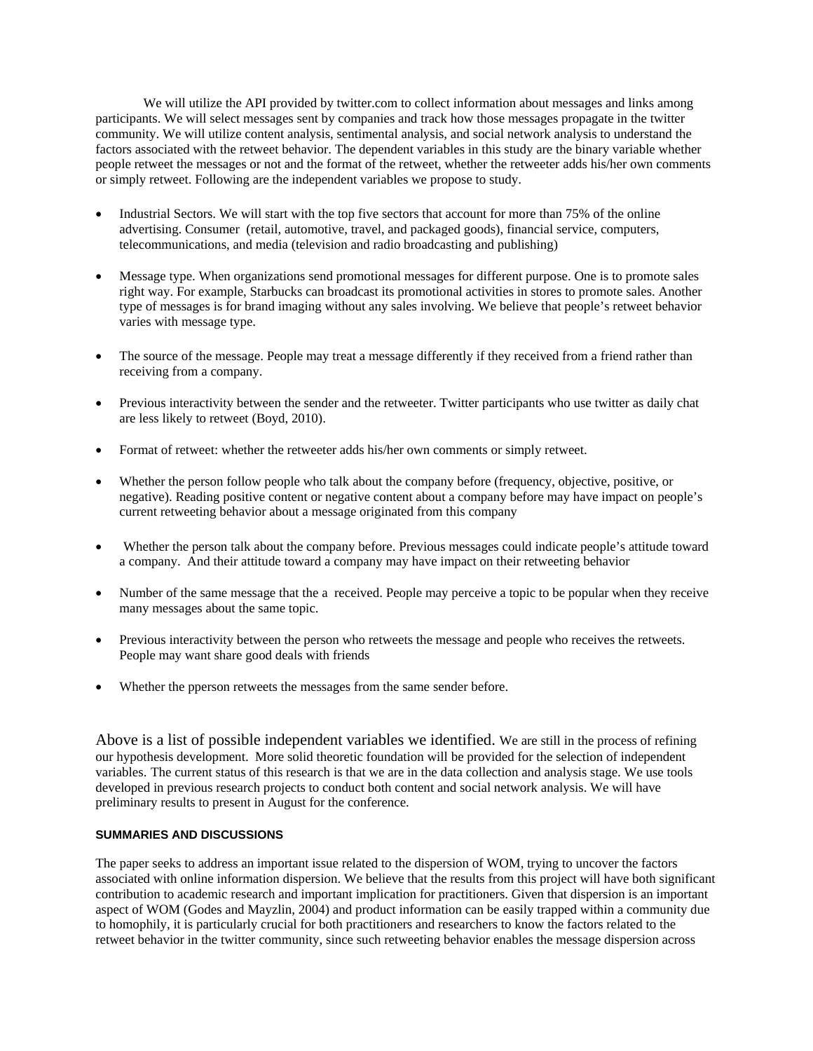We will utilize the API provided by twitter.com to collect information about messages and links among participants. We will select messages sent by companies and track how those messages propagate in the twitter community. We will utilize content analysis, sentimental analysis, and social network analysis to understand the factors associated with the retweet behavior. The dependent variables in this study are the binary variable whether people retweet the messages or not and the format of the retweet, whether the retweeter adds his/her own comments or simply retweet. Following are the independent variables we propose to study.

- Industrial Sectors. We will start with the top five sectors that account for more than 75% of the online advertising. Consumer (retail, automotive, travel, and packaged goods), financial service, computers, telecommunications, and media (television and radio broadcasting and publishing)
- Message type. When organizations send promotional messages for different purpose. One is to promote sales right way. For example, Starbucks can broadcast its promotional activities in stores to promote sales. Another type of messages is for brand imaging without any sales involving. We believe that people's retweet behavior varies with message type.
- The source of the message. People may treat a message differently if they received from a friend rather than receiving from a company.
- Previous interactivity between the sender and the retweeter. Twitter participants who use twitter as daily chat are less likely to retweet (Boyd, 2010).
- Format of retweet: whether the retweeter adds his/her own comments or simply retweet.
- Whether the person follow people who talk about the company before (frequency, objective, positive, or negative). Reading positive content or negative content about a company before may have impact on people's current retweeting behavior about a message originated from this company
- Whether the person talk about the company before. Previous messages could indicate people's attitude toward a company. And their attitude toward a company may have impact on their retweeting behavior
- Number of the same message that the a received. People may perceive a topic to be popular when they receive many messages about the same topic.
- Previous interactivity between the person who retweets the message and people who receives the retweets. People may want share good deals with friends
- Whether the pperson retweets the messages from the same sender before.

Above is a list of possible independent variables we identified. We are still in the process of refining our hypothesis development. More solid theoretic foundation will be provided for the selection of independent variables. The current status of this research is that we are in the data collection and analysis stage. We use tools developed in previous research projects to conduct both content and social network analysis. We will have preliminary results to present in August for the conference.

#### SUMMARIES AND DISCUSSIONS

The paper seeks to address an important issue related to the dispersion of WOM, trying to uncover the factors associated with online information dispersion. We believe that the results from this project will have both significant contribution to academic research and important implication for practitioners. Given that dispersion is an important aspect of WOM (Godes and Mayzlin, 2004) and product information can be easily trapped within a community due to homophily, it is particularly crucial for both practitioners and researchers to know the factors related to the retweet behavior in the twitter community, since such retweeting behavior enables the message dispersion across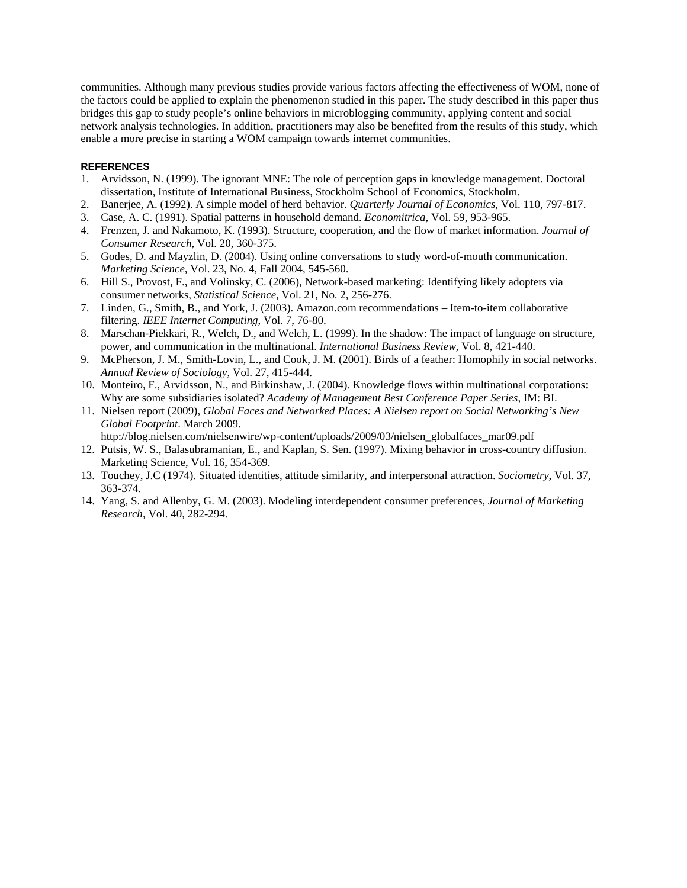communities. Although many previous studies provide various factors affecting the effectiveness of WOM, none of the factors could be applied to explain the phenomenon studied in this paper. The study described in this paper thus bridges this gap to study people's online behaviors in microblogging community, applying content and social network analysis technologies. In addition, practitioners may also be benefited from the results of this study, which enable a more precise in starting a WOM campaign towards internet communities.

## REFERENCES

1. Arvidsson, N. (1999). The ignorant MNE: The role of perception gaps in knowledge management. Doctoral dissertation, Institute of International Business, Stockholm School of Economics, Stockholm.
2. Banerjee, A. (1992). A simple model of herd behavior. *Quarterly Journal of Economics*, Vol. 110, 797-817.
3. Case, A. C. (1991). Spatial patterns in household demand. *Econometrica*, Vol. 59, 953-965.
4. Frenzen, J. and Nakamoto, K. (1993). Structure, cooperation, and the flow of market information. *Journal of Consumer Research*, Vol. 20, 360-375.
5. Godes, D. and Mayzlin, D. (2004). Using online conversations to study word-of-mouth communication. *Marketing Science*, Vol. 23, No. 4, Fall 2004, 545-560.
6. Hill S., Provost, F., and Volinsky, C. (2006), Network-based marketing: Identifying likely adopters via consumer networks, *Statistical Science*, Vol. 21, No. 2, 256-276.
7. Linden, G., Smith, B., and York, J. (2003). Amazon.com recommendations – Item-to-item collaborative filtering. *IEEE Internet Computing*, Vol. 7, 76-80.
8. Marschan-Piekkari, R., Welch, D., and Welch, L. (1999). In the shadow: The impact of language on structure, power, and communication in the multinational. *International Business Review*, Vol. 8, 421-440.
9. McPherson, J. M., Smith-Lovin, L., and Cook, J. M. (2001). Birds of a feather: Homophily in social networks. *Annual Review of Sociology*, Vol. 27, 415-444.
10. Monteiro, F., Arvidsson, N., and Birkinshaw, J. (2004). Knowledge flows within multinational corporations: Why are some subsidiaries isolated? *Academy of Management Best Conference Paper Series*, IM: BI.
11. Nielsen report (2009), *Global Faces and Networked Places: A Nielsen report on Social Networking's New Global Footprint*. March 2009. http://blog.nielsen.com/nielsenwire/wp-content/uploads/2009/03/nielsen_globalfaces_mar09.pdf
12. Putsis, W. S., Balasubramanian, E., and Kaplan, S. Sen. (1997). Mixing behavior in cross-country diffusion. Marketing Science, Vol. 16, 354-369.
13. Touchey, J.C (1974). Situated identities, attitude similarity, and interpersonal attraction. *Sociometry*, Vol. 37, 363-374.
14. Yang, S. and Allenby, G. M. (2003). Modeling interdependent consumer preferences, *Journal of Marketing Research*, Vol. 40, 282-294.